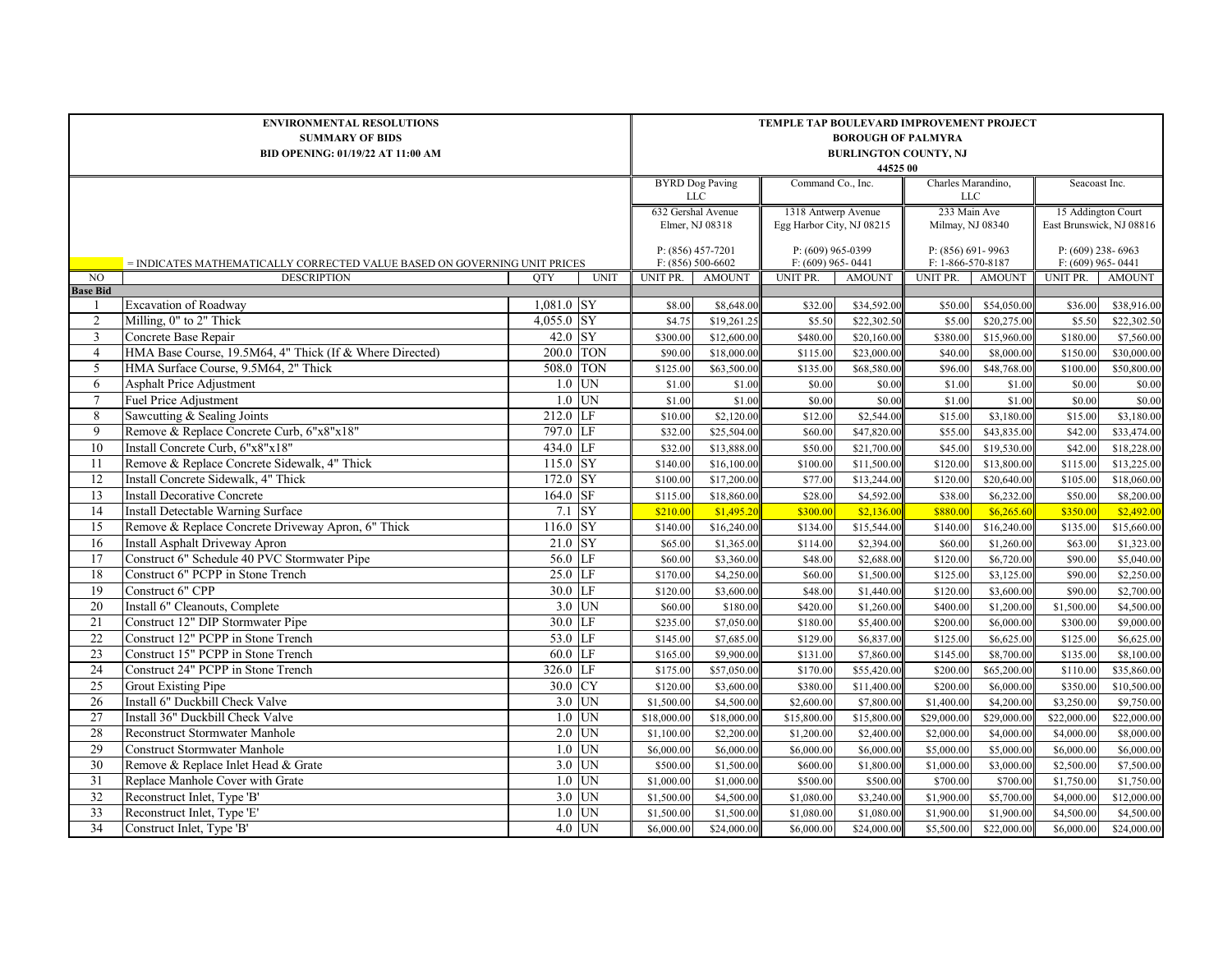**ENVIRONMENTAL RESOLUTIONS**
**SUMMARY OF BIDS**
**BID OPENING: 01/19/22 AT 11:00 AM**

**TEMPLE TAP BOULEVARD IMPROVEMENT PROJECT**
**BOROUGH OF PALMYRA**
**BURLINGTON COUNTY, NJ**
**44525 00**

(highlighted) = INDICATES MATHEMATICALLY CORRECTED VALUE BASED ON GOVERNING UNIT PRICES

| | | | | BYRD Dog Paving LLC | | Command Co., Inc. | | Charles Marandino, LLC | | Seacoast Inc. | |
|---|---|---|---|---|---|---|---|---|---|---|---|
| | | | | 632 Gershal Avenue, Elmer, NJ 08318 | | 1318 Antwerp Avenue, Egg Harbor City, NJ 08215 | | 233 Main Ave, Milmay, NJ 08340 | | 15 Addington Court, East Brunswick, NJ 08816 | |
| | | | | P: (856) 457-7201 F: (856) 500-6602 | | P: (609) 965-0399 F: (609) 965- 0441 | | P: (856) 691- 9963 F: 1-866-570-8187 | | P: (609) 238- 6963 F: (609) 965- 0441 | |
| NO | DESCRIPTION | QTY | UNIT | UNIT PR. | AMOUNT | UNIT PR. | AMOUNT | UNIT PR. | AMOUNT | UNIT PR. | AMOUNT |
| **Base Bid** | | | | | | | | | | | |
| 1 | Excavation of Roadway | 1,081.0 | SY | $8.00 | $8,648.00 | $32.00 | $34,592.00 | $50.00 | $54,050.00 | $36.00 | $38,916.00 |
| 2 | Milling, 0" to 2" Thick | 4,055.0 | SY | $4.75 | $19,261.25 | $5.50 | $22,302.50 | $5.00 | $20,275.00 | $5.50 | $22,302.50 |
| 3 | Concrete Base Repair | 42.0 | SY | $300.00 | $12,600.00 | $480.00 | $20,160.00 | $380.00 | $15,960.00 | $180.00 | $7,560.00 |
| 4 | HMA Base Course, 19.5M64, 4" Thick (If & Where Directed) | 200.0 | TON | $90.00 | $18,000.00 | $115.00 | $23,000.00 | $40.00 | $8,000.00 | $150.00 | $30,000.00 |
| 5 | HMA Surface Course, 9.5M64, 2" Thick | 508.0 | TON | $125.00 | $63,500.00 | $135.00 | $68,580.00 | $96.00 | $48,768.00 | $100.00 | $50,800.00 |
| 6 | Asphalt Price Adjustment | 1.0 | UN | $1.00 | $1.00 | $0.00 | $0.00 | $1.00 | $1.00 | $0.00 | $0.00 |
| 7 | Fuel Price Adjustment | 1.0 | UN | $1.00 | $1.00 | $0.00 | $0.00 | $1.00 | $1.00 | $0.00 | $0.00 |
| 8 | Sawcutting & Sealing Joints | 212.0 | LF | $10.00 | $2,120.00 | $12.00 | $2,544.00 | $15.00 | $3,180.00 | $15.00 | $3,180.00 |
| 9 | Remove & Replace Concrete Curb, 6"x8"x18" | 797.0 | LF | $32.00 | $25,504.00 | $60.00 | $47,820.00 | $55.00 | $43,835.00 | $42.00 | $33,474.00 |
| 10 | Install Concrete Curb, 6"x8"x18" | 434.0 | LF | $32.00 | $13,888.00 | $50.00 | $21,700.00 | $45.00 | $19,530.00 | $42.00 | $18,228.00 |
| 11 | Remove & Replace Concrete Sidewalk, 4" Thick | 115.0 | SY | $140.00 | $16,100.00 | $100.00 | $11,500.00 | $120.00 | $13,800.00 | $115.00 | $13,225.00 |
| 12 | Install Concrete Sidewalk, 4" Thick | 172.0 | SY | $100.00 | $17,200.00 | $77.00 | $13,244.00 | $120.00 | $20,640.00 | $105.00 | $18,060.00 |
| 13 | Install Decorative Concrete | 164.0 | SF | $115.00 | $18,860.00 | $28.00 | $4,592.00 | $38.00 | $6,232.00 | $50.00 | $8,200.00 |
| 14 | Install Detectable Warning Surface | 7.1 | SY | $210.00 | $1,495.20 | $300.00 | $2,136.00 | $880.00 | $6,265.60 | $350.00 | $2,492.00 |
| 15 | Remove & Replace Concrete Driveway Apron, 6" Thick | 116.0 | SY | $140.00 | $16,240.00 | $134.00 | $15,544.00 | $140.00 | $16,240.00 | $135.00 | $15,660.00 |
| 16 | Install Asphalt Driveway Apron | 21.0 | SY | $65.00 | $1,365.00 | $114.00 | $2,394.00 | $60.00 | $1,260.00 | $63.00 | $1,323.00 |
| 17 | Construct 6" Schedule 40 PVC Stormwater Pipe | 56.0 | LF | $60.00 | $3,360.00 | $48.00 | $2,688.00 | $120.00 | $6,720.00 | $90.00 | $5,040.00 |
| 18 | Construct 6" PCPP in Stone Trench | 25.0 | LF | $170.00 | $4,250.00 | $60.00 | $1,500.00 | $125.00 | $3,125.00 | $90.00 | $2,250.00 |
| 19 | Construct 6" CPP | 30.0 | LF | $120.00 | $3,600.00 | $48.00 | $1,440.00 | $120.00 | $3,600.00 | $90.00 | $2,700.00 |
| 20 | Install 6" Cleanouts, Complete | 3.0 | UN | $60.00 | $180.00 | $420.00 | $1,260.00 | $400.00 | $1,200.00 | $1,500.00 | $4,500.00 |
| 21 | Construct 12" DIP Stormwater Pipe | 30.0 | LF | $235.00 | $7,050.00 | $180.00 | $5,400.00 | $200.00 | $6,000.00 | $300.00 | $9,000.00 |
| 22 | Construct 12" PCPP in Stone Trench | 53.0 | LF | $145.00 | $7,685.00 | $129.00 | $6,837.00 | $125.00 | $6,625.00 | $125.00 | $6,625.00 |
| 23 | Construct 15" PCPP in Stone Trench | 60.0 | LF | $165.00 | $9,900.00 | $131.00 | $7,860.00 | $145.00 | $8,700.00 | $135.00 | $8,100.00 |
| 24 | Construct 24" PCPP in Stone Trench | 326.0 | LF | $175.00 | $57,050.00 | $170.00 | $55,420.00 | $200.00 | $65,200.00 | $110.00 | $35,860.00 |
| 25 | Grout Existing Pipe | 30.0 | CY | $120.00 | $3,600.00 | $380.00 | $11,400.00 | $200.00 | $6,000.00 | $350.00 | $10,500.00 |
| 26 | Install 6" Duckbill Check Valve | 3.0 | UN | $1,500.00 | $4,500.00 | $2,600.00 | $7,800.00 | $1,400.00 | $4,200.00 | $3,250.00 | $9,750.00 |
| 27 | Install 36" Duckbill Check Valve | 1.0 | UN | $18,000.00 | $18,000.00 | $15,800.00 | $15,800.00 | $29,000.00 | $29,000.00 | $22,000.00 | $22,000.00 |
| 28 | Reconstruct Stormwater Manhole | 2.0 | UN | $1,100.00 | $2,200.00 | $1,200.00 | $2,400.00 | $2,000.00 | $4,000.00 | $4,000.00 | $8,000.00 |
| 29 | Construct Stormwater Manhole | 1.0 | UN | $6,000.00 | $6,000.00 | $6,000.00 | $6,000.00 | $5,000.00 | $5,000.00 | $6,000.00 | $6,000.00 |
| 30 | Remove & Replace Inlet Head & Grate | 3.0 | UN | $500.00 | $1,500.00 | $600.00 | $1,800.00 | $1,000.00 | $3,000.00 | $2,500.00 | $7,500.00 |
| 31 | Replace Manhole Cover with Grate | 1.0 | UN | $1,000.00 | $1,000.00 | $500.00 | $500.00 | $700.00 | $700.00 | $1,750.00 | $1,750.00 |
| 32 | Reconstruct Inlet, Type 'B' | 3.0 | UN | $1,500.00 | $4,500.00 | $1,080.00 | $3,240.00 | $1,900.00 | $5,700.00 | $4,000.00 | $12,000.00 |
| 33 | Reconstruct Inlet, Type 'E' | 1.0 | UN | $1,500.00 | $1,500.00 | $1,080.00 | $1,080.00 | $1,900.00 | $1,900.00 | $4,500.00 | $4,500.00 |
| 34 | Construct Inlet, Type 'B' | 4.0 | UN | $6,000.00 | $24,000.00 | $6,000.00 | $24,000.00 | $5,500.00 | $22,000.00 | $6,000.00 | $24,000.00 |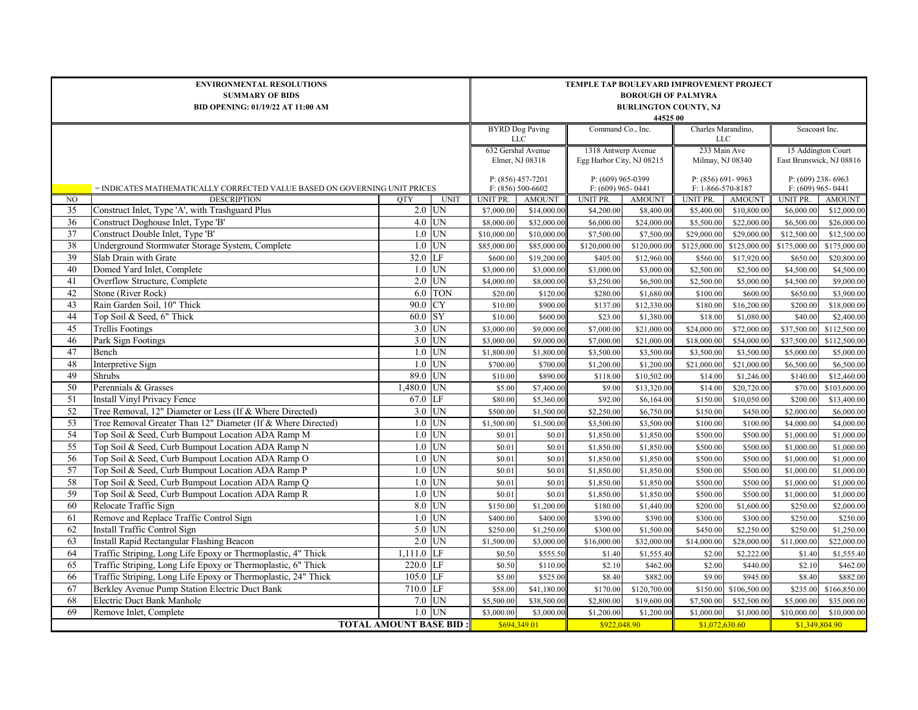| ENVIRONMENTAL RESOLUTIONS<br>SUMMARY OF BIDS<br>BID OPENING: 01/19/22 AT 11:00 AM | | | | TEMPLE TAP BOULEVARD IMPROVEMENT PROJECT<br>BOROUGH OF PALMYRA<br>BURLINGTON COUNTY, NJ<br>44525 00 | | | | | | | |
|---|---|---|---|---|---|---|---|---|---|---|---|
| | | | | BYRD Dog Paving LLC | | Command Co., Inc. | | Charles Marandino, LLC | | Seacoast Inc. | |
| | | | | 632 Gershal Avenue<br>Elmer, NJ 08318 | | 1318 Antwerp Avenue<br>Egg Harbor City, NJ 08215 | | 233 Main Ave<br>Milmay, NJ 08340 | | 15 Addington Court<br>East Brunswick, NJ 08816 | |
| = INDICATES MATHEMATICALLY CORRECTED VALUE BASED ON GOVERNING UNIT PRICES | | | | P: (856) 457-7201<br>F: (856) 500-6602 | | P: (609) 965-0399<br>F: (609) 965- 0441 | | P: (856) 691- 9963<br>F: 1-866-570-8187 | | P: (609) 238- 6963<br>F: (609) 965- 0441 | |
| NO | DESCRIPTION | QTY | UNIT | UNIT PR. | AMOUNT | UNIT PR. | AMOUNT | UNIT PR. | AMOUNT | UNIT PR. | AMOUNT |
| 35 | Construct Inlet, Type 'A', with Trashguard Plus | 2.0 | UN | $7,000.00 | $14,000.00 | $4,200.00 | $8,400.00 | $5,400.00 | $10,800.00 | $6,000.00 | $12,000.00 |
| 36 | Construct Doghouse Inlet, Type 'B' | 4.0 | UN | $8,000.00 | $32,000.00 | $6,000.00 | $24,000.00 | $5,500.00 | $22,000.00 | $6,500.00 | $26,000.00 |
| 37 | Construct Double Inlet, Type 'B' | 1.0 | UN | $10,000.00 | $10,000.00 | $7,500.00 | $7,500.00 | $29,000.00 | $29,000.00 | $12,500.00 | $12,500.00 |
| 38 | Underground Stormwater Storage System, Complete | 1.0 | UN | $85,000.00 | $85,000.00 | $120,000.00 | $120,000.00 | $125,000.00 | $125,000.00 | $175,000.00 | $175,000.00 |
| 39 | Slab Drain with Grate | 32.0 | LF | $600.00 | $19,200.00 | $405.00 | $12,960.00 | $560.00 | $17,920.00 | $650.00 | $20,800.00 |
| 40 | Domed Yard Inlet, Complete | 1.0 | UN | $3,000.00 | $3,000.00 | $3,000.00 | $3,000.00 | $2,500.00 | $2,500.00 | $4,500.00 | $4,500.00 |
| 41 | Overflow Structure, Complete | 2.0 | UN | $4,000.00 | $8,000.00 | $3,250.00 | $6,500.00 | $2,500.00 | $5,000.00 | $4,500.00 | $9,000.00 |
| 42 | Stone (River Rock) | 6.0 | TON | $20.00 | $120.00 | $280.00 | $1,680.00 | $100.00 | $600.00 | $650.00 | $3,900.00 |
| 43 | Rain Garden Soil, 10" Thick | 90.0 | CY | $10.00 | $900.00 | $137.00 | $12,330.00 | $180.00 | $16,200.00 | $200.00 | $18,000.00 |
| 44 | Top Soil & Seed, 6" Thick | 60.0 | SY | $10.00 | $600.00 | $23.00 | $1,380.00 | $18.00 | $1,080.00 | $40.00 | $2,400.00 |
| 45 | Trellis Footings | 3.0 | UN | $3,000.00 | $9,000.00 | $7,000.00 | $21,000.00 | $24,000.00 | $72,000.00 | $37,500.00 | $112,500.00 |
| 46 | Park Sign Footings | 3.0 | UN | $3,000.00 | $9,000.00 | $7,000.00 | $21,000.00 | $18,000.00 | $54,000.00 | $37,500.00 | $112,500.00 |
| 47 | Bench | 1.0 | UN | $1,800.00 | $1,800.00 | $3,500.00 | $3,500.00 | $3,500.00 | $3,500.00 | $5,000.00 | $5,000.00 |
| 48 | Interpretive Sign | 1.0 | UN | $700.00 | $700.00 | $1,200.00 | $1,200.00 | $21,000.00 | $21,000.00 | $6,500.00 | $6,500.00 |
| 49 | Shrubs | 89.0 | UN | $10.00 | $890.00 | $118.00 | $10,502.00 | $14.00 | $1,246.00 | $140.00 | $12,460.00 |
| 50 | Perennials & Grasses | 1,480.0 | UN | $5.00 | $7,400.00 | $9.00 | $13,320.00 | $14.00 | $20,720.00 | $70.00 | $103,600.00 |
| 51 | Install Vinyl Privacy Fence | 67.0 | LF | $80.00 | $5,360.00 | $92.00 | $6,164.00 | $150.00 | $10,050.00 | $200.00 | $13,400.00 |
| 52 | Tree Removal, 12" Diameter or Less (If & Where Directed) | 3.0 | UN | $500.00 | $1,500.00 | $2,250.00 | $6,750.00 | $150.00 | $450.00 | $2,000.00 | $6,000.00 |
| 53 | Tree Removal Greater Than 12" Diameter (If & Where Directed) | 1.0 | UN | $1,500.00 | $1,500.00 | $3,500.00 | $3,500.00 | $100.00 | $100.00 | $4,000.00 | $4,000.00 |
| 54 | Top Soil & Seed, Curb Bumpout Location ADA Ramp M | 1.0 | UN | $0.01 | $0.01 | $1,850.00 | $1,850.00 | $500.00 | $500.00 | $1,000.00 | $1,000.00 |
| 55 | Top Soil & Seed, Curb Bumpout Location ADA Ramp N | 1.0 | UN | $0.01 | $0.01 | $1,850.00 | $1,850.00 | $500.00 | $500.00 | $1,000.00 | $1,000.00 |
| 56 | Top Soil & Seed, Curb Bumpout Location ADA Ramp O | 1.0 | UN | $0.01 | $0.01 | $1,850.00 | $1,850.00 | $500.00 | $500.00 | $1,000.00 | $1,000.00 |
| 57 | Top Soil & Seed, Curb Bumpout Location ADA Ramp P | 1.0 | UN | $0.01 | $0.01 | $1,850.00 | $1,850.00 | $500.00 | $500.00 | $1,000.00 | $1,000.00 |
| 58 | Top Soil & Seed, Curb Bumpout Location ADA Ramp Q | 1.0 | UN | $0.01 | $0.01 | $1,850.00 | $1,850.00 | $500.00 | $500.00 | $1,000.00 | $1,000.00 |
| 59 | Top Soil & Seed, Curb Bumpout Location ADA Ramp R | 1.0 | UN | $0.01 | $0.01 | $1,850.00 | $1,850.00 | $500.00 | $500.00 | $1,000.00 | $1,000.00 |
| 60 | Relocate Traffic Sign | 8.0 | UN | $150.00 | $1,200.00 | $180.00 | $1,440.00 | $200.00 | $1,600.00 | $250.00 | $2,000.00 |
| 61 | Remove and Replace Traffic Control Sign | 1.0 | UN | $400.00 | $400.00 | $390.00 | $390.00 | $300.00 | $300.00 | $250.00 | $250.00 |
| 62 | Install Traffic Control Sign | 5.0 | UN | $250.00 | $1,250.00 | $300.00 | $1,500.00 | $450.00 | $2,250.00 | $250.00 | $1,250.00 |
| 63 | Install Rapid Rectangular Flashing Beacon | 2.0 | UN | $1,500.00 | $3,000.00 | $16,000.00 | $32,000.00 | $14,000.00 | $28,000.00 | $11,000.00 | $22,000.00 |
| 64 | Traffic Striping, Long Life Epoxy or Thermoplastic, 4" Thick | 1,111.0 | LF | $0.50 | $555.50 | $1.40 | $1,555.40 | $2.00 | $2,222.00 | $1.40 | $1,555.40 |
| 65 | Traffic Striping, Long Life Epoxy or Thermoplastic, 6" Thick | 220.0 | LF | $0.50 | $110.00 | $2.10 | $462.00 | $2.00 | $440.00 | $2.10 | $462.00 |
| 66 | Traffic Striping, Long Life Epoxy or Thermoplastic, 24" Thick | 105.0 | LF | $5.00 | $525.00 | $8.40 | $882.00 | $9.00 | $945.00 | $8.40 | $882.00 |
| 67 | Berkley Avenue Pump Station Electric Duct Bank | 710.0 | LF | $58.00 | $41,180.00 | $170.00 | $120,700.00 | $150.00 | $106,500.00 | $235.00 | $166,850.00 |
| 68 | Electric Duct Bank Manhole | 7.0 | UN | $5,500.00 | $38,500.00 | $2,800.00 | $19,600.00 | $7,500.00 | $52,500.00 | $5,000.00 | $35,000.00 |
| 69 | Remove Inlet, Complete | 1.0 | UN | $3,000.00 | $3,000.00 | $1,200.00 | $1,200.00 | $1,000.00 | $1,000.00 | $10,000.00 | $10,000.00 |
| | TOTAL AMOUNT BASE BID : | | | $694,349.01 | | $922,048.90 | | $1,072,630.60 | | $1,349,804.90 | |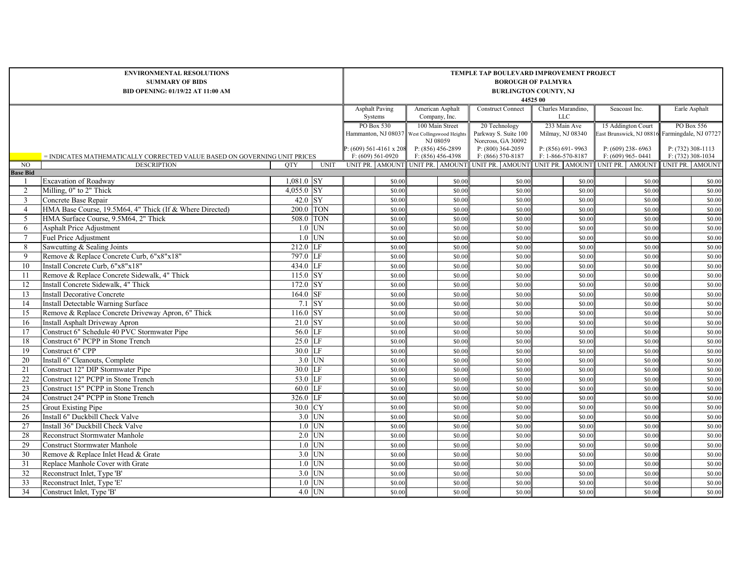| ENVIRONMENTAL RESOLUTIONS SUMMARY OF BIDS BID OPENING: 01/19/22 AT 11:00 AM | | | | TEMPLE TAP BOULEVARD IMPROVEMENT PROJECT BOROUGH OF PALMYRA BURLINGTON COUNTY, NJ 44525 00 | | | | | | | | | | | |
|---|---|---|---|---|---|---|---|---|---|---|---|---|---|---|---|
| | | | | Asphalt Paving Systems | | American Asphalt Company, Inc. | | Construct Connect | | Charles Marandino, LLC | | Seacoast Inc. | | Earle Asphalt | |
| | | | | PO Box 530 Hammanton, NJ 08037 | | 100 Main Street West Collingswood Heights NJ 08059 | | 20 Technology Parkway S. Suite 100 Norcross, GA 30092 | | 233 Main Ave Milmay, NJ 08340 | | 15 Addington Court East Brunswick, NJ 08816 | | PO Box 556 Farmingdale, NJ 07727 | |
| | = INDICATES MATHEMATICALLY CORRECTED VALUE BASED ON GOVERNING UNIT PRICES | | | P: (609) 561-4161 x 208 F: (609) 561-0920 | | P: (856) 456-2899 F: (856) 456-4398 | | P: (800) 364-2059 F: (866) 570-8187 | | P: (856) 691- 9963 F: 1-866-570-8187 | | P: (609) 238- 6963 F: (609) 965- 0441 | | P: (732) 308-1113 F: (732) 308-1034 | |
| NO | DESCRIPTION | QTY | UNIT | UNIT PR. | AMOUNT | UNIT PR. | AMOUNT | UNIT PR. | AMOUNT | UNIT PR. | AMOUNT | UNIT PR. | AMOUNT | UNIT PR. | AMOUNT |
| **Base Bid** | | | | | | | | | | | | | | | |
| 1 | Excavation of Roadway | 1,081.0 | SY | | $0.00 | | $0.00 | | $0.00 | | $0.00 | | $0.00 | | $0.00 |
| 2 | Milling, 0" to 2" Thick | 4,055.0 | SY | | $0.00 | | $0.00 | | $0.00 | | $0.00 | | $0.00 | | $0.00 |
| 3 | Concrete Base Repair | 42.0 | SY | | $0.00 | | $0.00 | | $0.00 | | $0.00 | | $0.00 | | $0.00 |
| 4 | HMA Base Course, 19.5M64, 4" Thick (If & Where Directed) | 200.0 | TON | | $0.00 | | $0.00 | | $0.00 | | $0.00 | | $0.00 | | $0.00 |
| 5 | HMA Surface Course, 9.5M64, 2" Thick | 508.0 | TON | | $0.00 | | $0.00 | | $0.00 | | $0.00 | | $0.00 | | $0.00 |
| 6 | Asphalt Price Adjustment | 1.0 | UN | | $0.00 | | $0.00 | | $0.00 | | $0.00 | | $0.00 | | $0.00 |
| 7 | Fuel Price Adjustment | 1.0 | UN | | $0.00 | | $0.00 | | $0.00 | | $0.00 | | $0.00 | | $0.00 |
| 8 | Sawcutting & Sealing Joints | 212.0 | LF | | $0.00 | | $0.00 | | $0.00 | | $0.00 | | $0.00 | | $0.00 |
| 9 | Remove & Replace Concrete Curb, 6"x8"x18" | 797.0 | LF | | $0.00 | | $0.00 | | $0.00 | | $0.00 | | $0.00 | | $0.00 |
| 10 | Install Concrete Curb, 6"x8"x18" | 434.0 | LF | | $0.00 | | $0.00 | | $0.00 | | $0.00 | | $0.00 | | $0.00 |
| 11 | Remove & Replace Concrete Sidewalk, 4" Thick | 115.0 | SY | | $0.00 | | $0.00 | | $0.00 | | $0.00 | | $0.00 | | $0.00 |
| 12 | Install Concrete Sidewalk, 4" Thick | 172.0 | SY | | $0.00 | | $0.00 | | $0.00 | | $0.00 | | $0.00 | | $0.00 |
| 13 | Install Decorative Concrete | 164.0 | SF | | $0.00 | | $0.00 | | $0.00 | | $0.00 | | $0.00 | | $0.00 |
| 14 | Install Detectable Warning Surface | 7.1 | SY | | $0.00 | | $0.00 | | $0.00 | | $0.00 | | $0.00 | | $0.00 |
| 15 | Remove & Replace Concrete Driveway Apron, 6" Thick | 116.0 | SY | | $0.00 | | $0.00 | | $0.00 | | $0.00 | | $0.00 | | $0.00 |
| 16 | Install Asphalt Driveway Apron | 21.0 | SY | | $0.00 | | $0.00 | | $0.00 | | $0.00 | | $0.00 | | $0.00 |
| 17 | Construct 6" Schedule 40 PVC Stormwater Pipe | 56.0 | LF | | $0.00 | | $0.00 | | $0.00 | | $0.00 | | $0.00 | | $0.00 |
| 18 | Construct 6" PCPP in Stone Trench | 25.0 | LF | | $0.00 | | $0.00 | | $0.00 | | $0.00 | | $0.00 | | $0.00 |
| 19 | Construct 6" CPP | 30.0 | LF | | $0.00 | | $0.00 | | $0.00 | | $0.00 | | $0.00 | | $0.00 |
| 20 | Install 6" Cleanouts, Complete | 3.0 | UN | | $0.00 | | $0.00 | | $0.00 | | $0.00 | | $0.00 | | $0.00 |
| 21 | Construct 12" DIP Stormwater Pipe | 30.0 | LF | | $0.00 | | $0.00 | | $0.00 | | $0.00 | | $0.00 | | $0.00 |
| 22 | Construct 12" PCPP in Stone Trench | 53.0 | LF | | $0.00 | | $0.00 | | $0.00 | | $0.00 | | $0.00 | | $0.00 |
| 23 | Construct 15" PCPP in Stone Trench | 60.0 | LF | | $0.00 | | $0.00 | | $0.00 | | $0.00 | | $0.00 | | $0.00 |
| 24 | Construct 24" PCPP in Stone Trench | 326.0 | LF | | $0.00 | | $0.00 | | $0.00 | | $0.00 | | $0.00 | | $0.00 |
| 25 | Grout Existing Pipe | 30.0 | CY | | $0.00 | | $0.00 | | $0.00 | | $0.00 | | $0.00 | | $0.00 |
| 26 | Install 6" Duckbill Check Valve | 3.0 | UN | | $0.00 | | $0.00 | | $0.00 | | $0.00 | | $0.00 | | $0.00 |
| 27 | Install 36" Duckbill Check Valve | 1.0 | UN | | $0.00 | | $0.00 | | $0.00 | | $0.00 | | $0.00 | | $0.00 |
| 28 | Reconstruct Stormwater Manhole | 2.0 | UN | | $0.00 | | $0.00 | | $0.00 | | $0.00 | | $0.00 | | $0.00 |
| 29 | Construct Stormwater Manhole | 1.0 | UN | | $0.00 | | $0.00 | | $0.00 | | $0.00 | | $0.00 | | $0.00 |
| 30 | Remove & Replace Inlet Head & Grate | 3.0 | UN | | $0.00 | | $0.00 | | $0.00 | | $0.00 | | $0.00 | | $0.00 |
| 31 | Replace Manhole Cover with Grate | 1.0 | UN | | $0.00 | | $0.00 | | $0.00 | | $0.00 | | $0.00 | | $0.00 |
| 32 | Reconstruct Inlet, Type 'B' | 3.0 | UN | | $0.00 | | $0.00 | | $0.00 | | $0.00 | | $0.00 | | $0.00 |
| 33 | Reconstruct Inlet, Type 'E' | 1.0 | UN | | $0.00 | | $0.00 | | $0.00 | | $0.00 | | $0.00 | | $0.00 |
| 34 | Construct Inlet, Type 'B' | 4.0 | UN | | $0.00 | | $0.00 | | $0.00 | | $0.00 | | $0.00 | | $0.00 |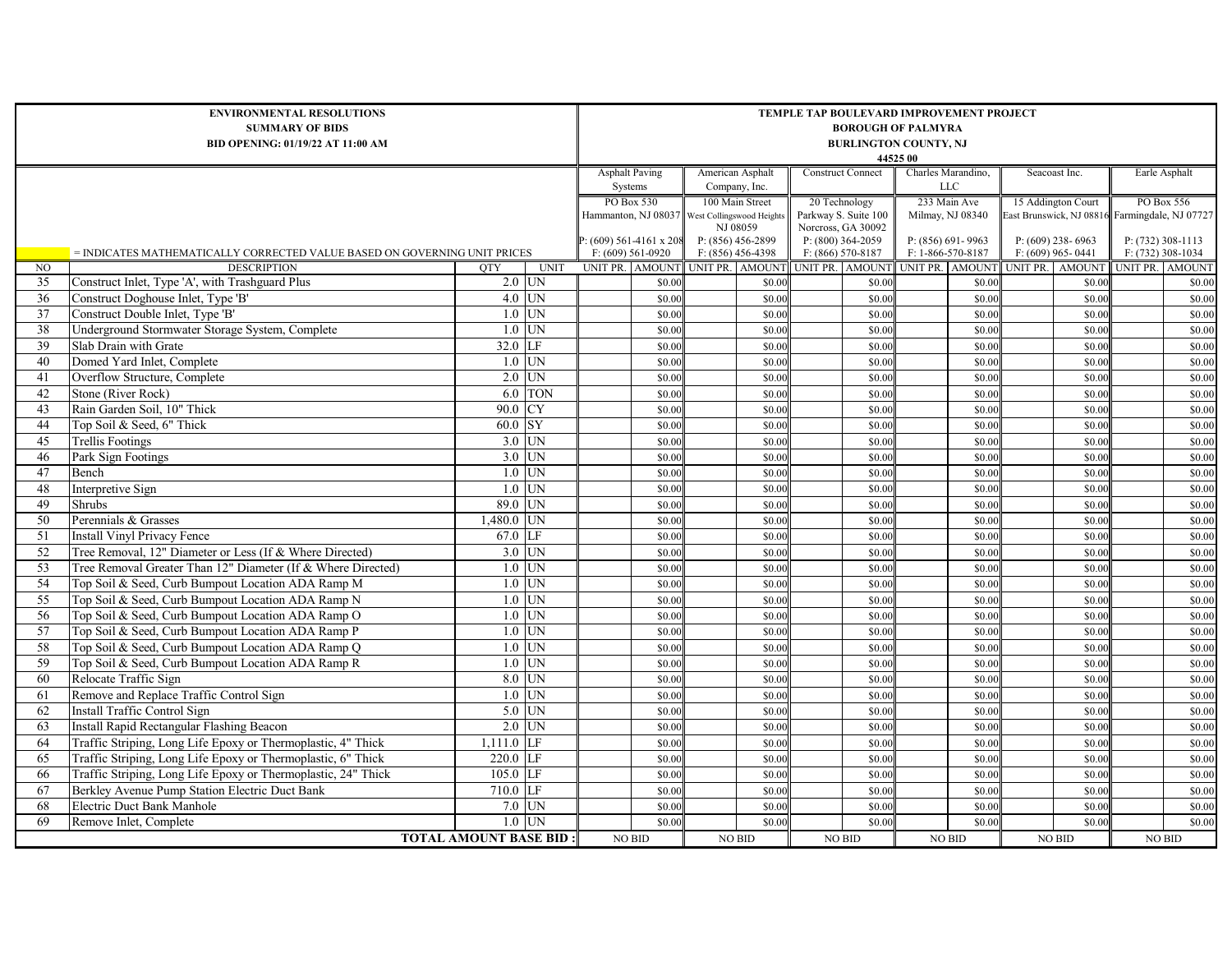| ENVIRONMENTAL RESOLUTIONS SUMMARY OF BIDS BID OPENING: 01/19/22 AT 11:00 AM | | | | TEMPLE TAP BOULEVARD IMPROVEMENT PROJECT BOROUGH OF PALMYRA BURLINGTON COUNTY, NJ 44525 00 | | | | | | | | | | | |
|---|---|---|---|---|---|---|---|---|---|---|---|---|---|---|---|
| | | | | Asphalt Paving Systems | | American Asphalt Company, Inc. | | Construct Connect | | Charles Marandino, LLC | | Seacoast Inc. | | Earle Asphalt | |
| | | | | PO Box 530 Hammanton, NJ 08037 | | 100 Main Street West Collingswood Heights NJ 08059 | | 20 Technology Parkway S. Suite 100 Norcross, GA 30092 | | 233 Main Ave Milmay, NJ 08340 | | 15 Addington Court East Brunswick, NJ 08816 | | PO Box 556 Farmingdale, NJ 07727 | |
| | = INDICATES MATHEMATICALLY CORRECTED VALUE BASED ON GOVERNING UNIT PRICES | | | P: (609) 561-4161 x 208 F: (609) 561-0920 | | P: (856) 456-2899 F: (856) 456-4398 | | P: (800) 364-2059 F: (866) 570-8187 | | P: (856) 691- 9963 F: 1-866-570-8187 | | P: (609) 238- 6963 F: (609) 965- 0441 | | P: (732) 308-1113 F: (732) 308-1034 | |
| NO | DESCRIPTION | QTY | UNIT | UNIT PR. | AMOUNT | UNIT PR. | AMOUNT | UNIT PR. | AMOUNT | UNIT PR. | AMOUNT | UNIT PR. | AMOUNT | UNIT PR. | AMOUNT |
| 35 | Construct Inlet, Type 'A', with Trashguard Plus | 2.0 | UN | | $0.00 | | $0.00 | | $0.00 | | $0.00 | | $0.00 | | $0.00 |
| 36 | Construct Doghouse Inlet, Type 'B' | 4.0 | UN | | $0.00 | | $0.00 | | $0.00 | | $0.00 | | $0.00 | | $0.00 |
| 37 | Construct Double Inlet, Type 'B' | 1.0 | UN | | $0.00 | | $0.00 | | $0.00 | | $0.00 | | $0.00 | | $0.00 |
| 38 | Underground Stormwater Storage System, Complete | 1.0 | UN | | $0.00 | | $0.00 | | $0.00 | | $0.00 | | $0.00 | | $0.00 |
| 39 | Slab Drain with Grate | 32.0 | LF | | $0.00 | | $0.00 | | $0.00 | | $0.00 | | $0.00 | | $0.00 |
| 40 | Domed Yard Inlet, Complete | 1.0 | UN | | $0.00 | | $0.00 | | $0.00 | | $0.00 | | $0.00 | | $0.00 |
| 41 | Overflow Structure, Complete | 2.0 | UN | | $0.00 | | $0.00 | | $0.00 | | $0.00 | | $0.00 | | $0.00 |
| 42 | Stone (River Rock) | 6.0 | TON | | $0.00 | | $0.00 | | $0.00 | | $0.00 | | $0.00 | | $0.00 |
| 43 | Rain Garden Soil, 10" Thick | 90.0 | CY | | $0.00 | | $0.00 | | $0.00 | | $0.00 | | $0.00 | | $0.00 |
| 44 | Top Soil & Seed, 6" Thick | 60.0 | SY | | $0.00 | | $0.00 | | $0.00 | | $0.00 | | $0.00 | | $0.00 |
| 45 | Trellis Footings | 3.0 | UN | | $0.00 | | $0.00 | | $0.00 | | $0.00 | | $0.00 | | $0.00 |
| 46 | Park Sign Footings | 3.0 | UN | | $0.00 | | $0.00 | | $0.00 | | $0.00 | | $0.00 | | $0.00 |
| 47 | Bench | 1.0 | UN | | $0.00 | | $0.00 | | $0.00 | | $0.00 | | $0.00 | | $0.00 |
| 48 | Interpretive Sign | 1.0 | UN | | $0.00 | | $0.00 | | $0.00 | | $0.00 | | $0.00 | | $0.00 |
| 49 | Shrubs | 89.0 | UN | | $0.00 | | $0.00 | | $0.00 | | $0.00 | | $0.00 | | $0.00 |
| 50 | Perennials & Grasses | 1,480.0 | UN | | $0.00 | | $0.00 | | $0.00 | | $0.00 | | $0.00 | | $0.00 |
| 51 | Install Vinyl Privacy Fence | 67.0 | LF | | $0.00 | | $0.00 | | $0.00 | | $0.00 | | $0.00 | | $0.00 |
| 52 | Tree Removal, 12" Diameter or Less (If & Where Directed) | 3.0 | UN | | $0.00 | | $0.00 | | $0.00 | | $0.00 | | $0.00 | | $0.00 |
| 53 | Tree Removal Greater Than 12" Diameter (If & Where Directed) | 1.0 | UN | | $0.00 | | $0.00 | | $0.00 | | $0.00 | | $0.00 | | $0.00 |
| 54 | Top Soil & Seed, Curb Bumpout Location ADA Ramp M | 1.0 | UN | | $0.00 | | $0.00 | | $0.00 | | $0.00 | | $0.00 | | $0.00 |
| 55 | Top Soil & Seed, Curb Bumpout Location ADA Ramp N | 1.0 | UN | | $0.00 | | $0.00 | | $0.00 | | $0.00 | | $0.00 | | $0.00 |
| 56 | Top Soil & Seed, Curb Bumpout Location ADA Ramp O | 1.0 | UN | | $0.00 | | $0.00 | | $0.00 | | $0.00 | | $0.00 | | $0.00 |
| 57 | Top Soil & Seed, Curb Bumpout Location ADA Ramp P | 1.0 | UN | | $0.00 | | $0.00 | | $0.00 | | $0.00 | | $0.00 | | $0.00 |
| 58 | Top Soil & Seed, Curb Bumpout Location ADA Ramp Q | 1.0 | UN | | $0.00 | | $0.00 | | $0.00 | | $0.00 | | $0.00 | | $0.00 |
| 59 | Top Soil & Seed, Curb Bumpout Location ADA Ramp R | 1.0 | UN | | $0.00 | | $0.00 | | $0.00 | | $0.00 | | $0.00 | | $0.00 |
| 60 | Relocate Traffic Sign | 8.0 | UN | | $0.00 | | $0.00 | | $0.00 | | $0.00 | | $0.00 | | $0.00 |
| 61 | Remove and Replace Traffic Control Sign | 1.0 | UN | | $0.00 | | $0.00 | | $0.00 | | $0.00 | | $0.00 | | $0.00 |
| 62 | Install Traffic Control Sign | 5.0 | UN | | $0.00 | | $0.00 | | $0.00 | | $0.00 | | $0.00 | | $0.00 |
| 63 | Install Rapid Rectangular Flashing Beacon | 2.0 | UN | | $0.00 | | $0.00 | | $0.00 | | $0.00 | | $0.00 | | $0.00 |
| 64 | Traffic Striping, Long Life Epoxy or Thermoplastic, 4" Thick | 1,111.0 | LF | | $0.00 | | $0.00 | | $0.00 | | $0.00 | | $0.00 | | $0.00 |
| 65 | Traffic Striping, Long Life Epoxy or Thermoplastic, 6" Thick | 220.0 | LF | | $0.00 | | $0.00 | | $0.00 | | $0.00 | | $0.00 | | $0.00 |
| 66 | Traffic Striping, Long Life Epoxy or Thermoplastic, 24" Thick | 105.0 | LF | | $0.00 | | $0.00 | | $0.00 | | $0.00 | | $0.00 | | $0.00 |
| 67 | Berkley Avenue Pump Station Electric Duct Bank | 710.0 | LF | | $0.00 | | $0.00 | | $0.00 | | $0.00 | | $0.00 | | $0.00 |
| 68 | Electric Duct Bank Manhole | 7.0 | UN | | $0.00 | | $0.00 | | $0.00 | | $0.00 | | $0.00 | | $0.00 |
| 69 | Remove Inlet, Complete | 1.0 | UN | | $0.00 | | $0.00 | | $0.00 | | $0.00 | | $0.00 | | $0.00 |
| | TOTAL AMOUNT BASE BID : | | | NO BID | | NO BID | | NO BID | | NO BID | | NO BID | | NO BID | |